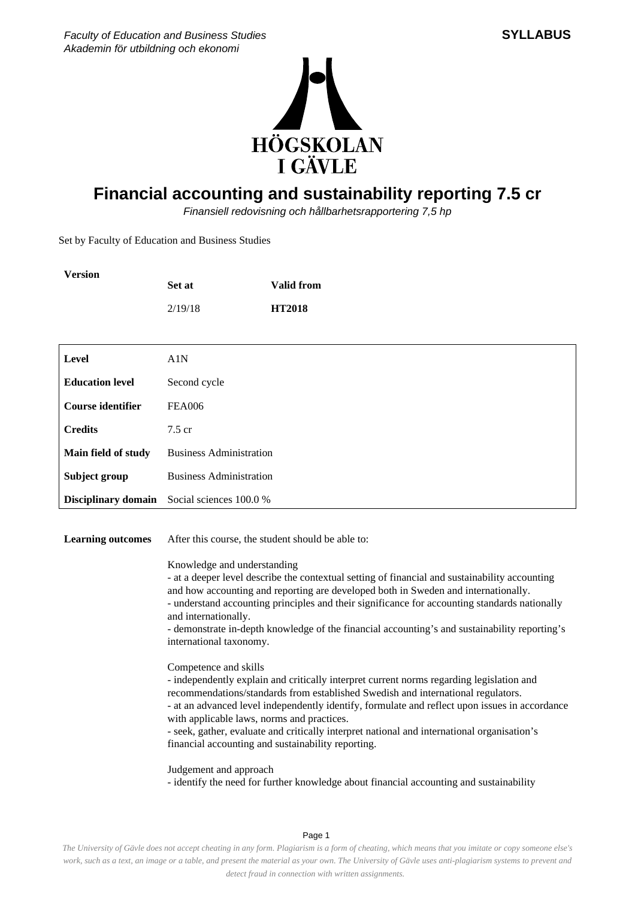Faculty of Education and Business Studies
Akademin för utbildning och ekonomi

**SYLLABUS**

# Financial accounting and sustainability reporting 7.5 cr

*Finansiell redovisning och hållbarhetsrapportering 7,5 hp*

Set by Faculty of Education and Business Studies

| Version | Set at | Valid from |
|---|---|---|
| | 2/19/18 | **HT2018** |

| | |
|---|---|
| **Level** | A1N |
| **Education level** | Second cycle |
| **Course identifier** | FEA006 |
| **Credits** | 7.5 cr |
| **Main field of study** | Business Administration |
| **Subject group** | Business Administration |
| **Disciplinary domain** | Social sciences 100.0 % |

**Learning outcomes**

After this course, the student should be able to:

Knowledge and understanding
- at a deeper level describe the contextual setting of financial and sustainability accounting and how accounting and reporting are developed both in Sweden and internationally.
- understand accounting principles and their significance for accounting standards nationally and internationally.
- demonstrate in-depth knowledge of the financial accounting's and sustainability reporting's international taxonomy.

Competence and skills
- independently explain and critically interpret current norms regarding legislation and recommendations/standards from established Swedish and international regulators.
- at an advanced level independently identify, formulate and reflect upon issues in accordance with applicable laws, norms and practices.
- seek, gather, evaluate and critically interpret national and international organisation's financial accounting and sustainability reporting.

Judgement and approach
- identify the need for further knowledge about financial accounting and sustainability

*The University of Gävle does not accept cheating in any form. Plagiarism is a form of cheating, which means that you imitate or copy someone else's work, such as a text, an image or a table, and present the material as your own. The University of Gävle uses anti-plagiarism systems to prevent and detect fraud in connection with written assignments.*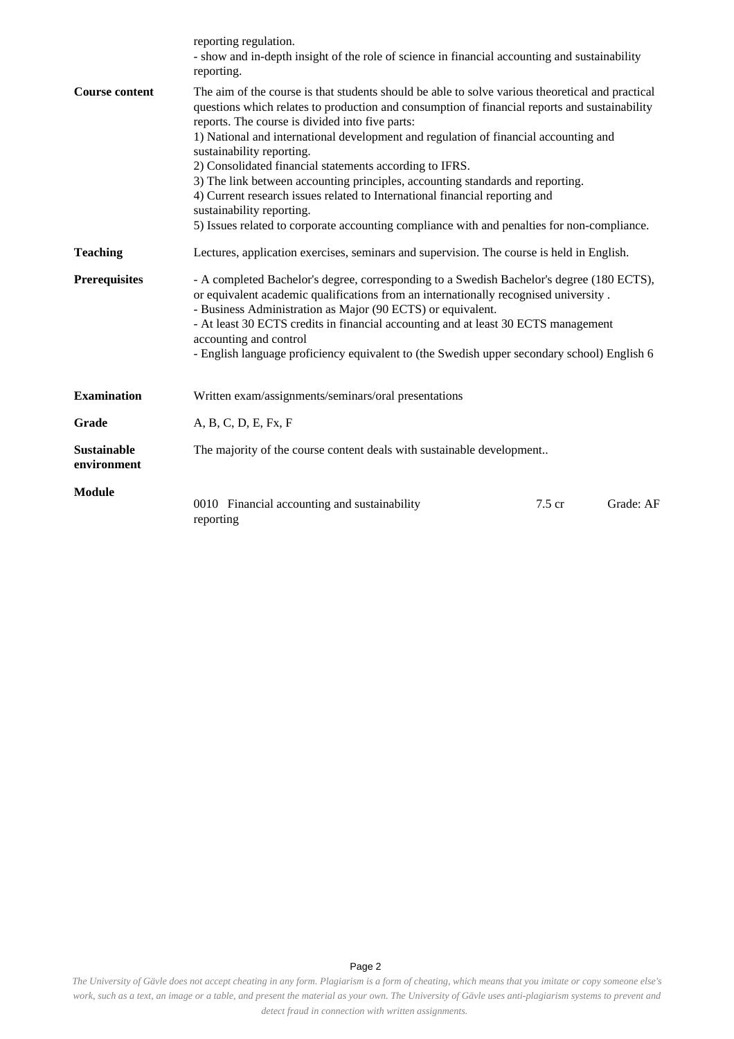reporting regulation.
- show and in-depth insight of the role of science in financial accounting and sustainability reporting.

**Course content**

The aim of the course is that students should be able to solve various theoretical and practical questions which relates to production and consumption of financial reports and sustainability reports. The course is divided into five parts:
1) National and international development and regulation of financial accounting and sustainability reporting.
2) Consolidated financial statements according to IFRS.
3) The link between accounting principles, accounting standards and reporting.
4) Current research issues related to International financial reporting and sustainability reporting.
5) Issues related to corporate accounting compliance with and penalties for non-compliance.

**Teaching**

Lectures, application exercises, seminars and supervision. The course is held in English.

**Prerequisites**

- A completed Bachelor's degree, corresponding to a Swedish Bachelor's degree (180 ECTS), or equivalent academic qualifications from an internationally recognised university .
- Business Administration as Major (90 ECTS) or equivalent.
- At least 30 ECTS credits in financial accounting and at least 30 ECTS management accounting and control
- English language proficiency equivalent to (the Swedish upper secondary school) English 6

**Examination**

Written exam/assignments/seminars/oral presentations

**Grade**

A, B, C, D, E, Fx, F

**Sustainable environment**

The majority of the course content deals with sustainable development..

**Module**

| | | | |
|---|---|---|---|
| 0010 | Financial accounting and sustainability reporting | 7.5 cr | Grade: AF |

*The University of Gävle does not accept cheating in any form. Plagiarism is a form of cheating, which means that you imitate or copy someone else's work, such as a text, an image or a table, and present the material as your own. The University of Gävle uses anti-plagiarism systems to prevent and detect fraud in connection with written assignments.*